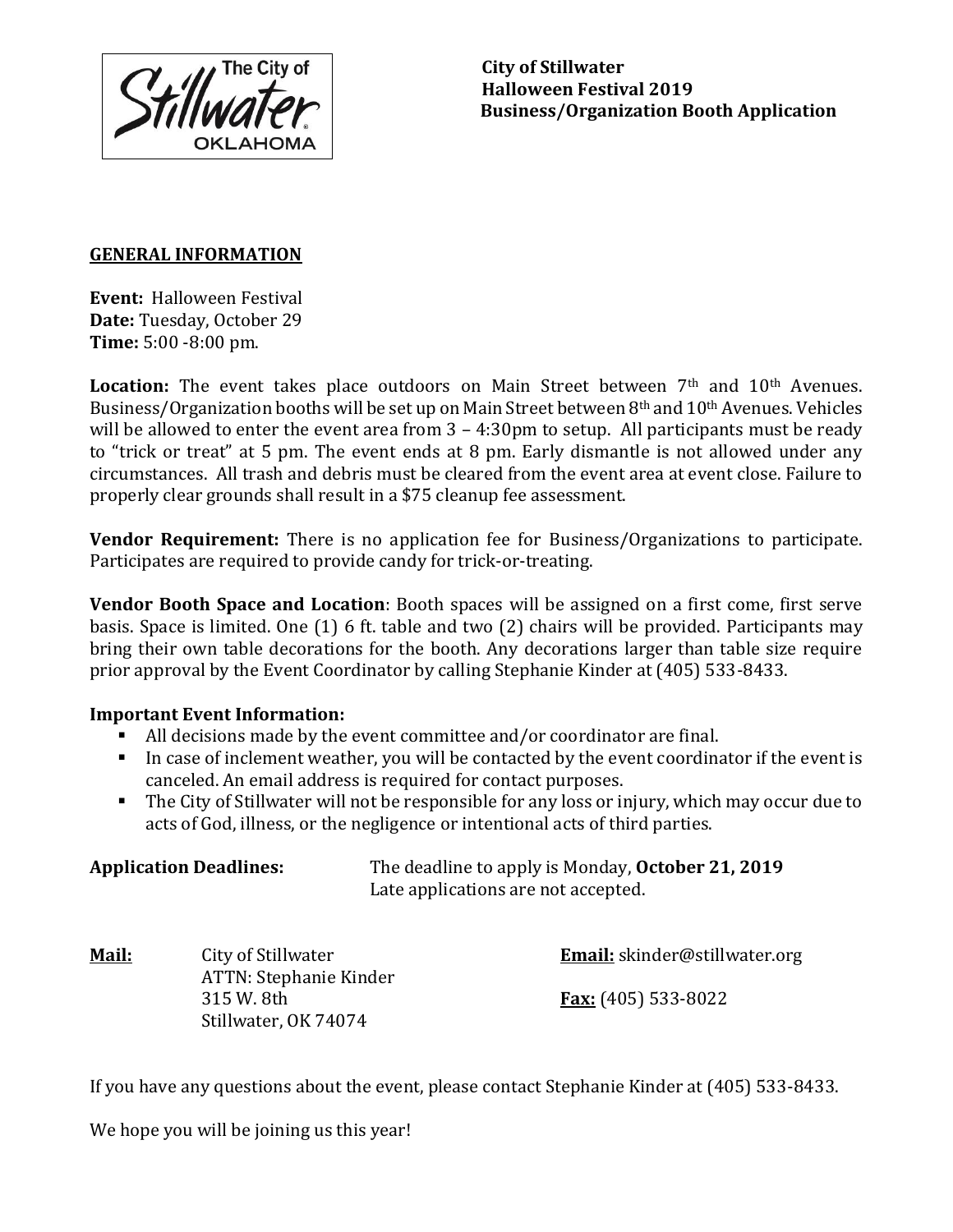**City of Stillwater**
**Halloween Festival 2019**
**Business/Organization Booth Application**

## GENERAL INFORMATION

**Event:** Halloween Festival
**Date:** Tuesday, October 29
**Time:** 5:00 -8:00 pm.

**Location:** The event takes place outdoors on Main Street between 7th and 10th Avenues. Business/Organization booths will be set up on Main Street between 8th and 10th Avenues. Vehicles will be allowed to enter the event area from 3 – 4:30pm to setup. All participants must be ready to "trick or treat" at 5 pm. The event ends at 8 pm. Early dismantle is not allowed under any circumstances. All trash and debris must be cleared from the event area at event close. Failure to properly clear grounds shall result in a $75 cleanup fee assessment.

**Vendor Requirement:** There is no application fee for Business/Organizations to participate. Participates are required to provide candy for trick-or-treating.

**Vendor Booth Space and Location**: Booth spaces will be assigned on a first come, first serve basis. Space is limited. One (1) 6 ft. table and two (2) chairs will be provided. Participants may bring their own table decorations for the booth. Any decorations larger than table size require prior approval by the Event Coordinator by calling Stephanie Kinder at (405) 533-8433.

**Important Event Information:**

- All decisions made by the event committee and/or coordinator are final.
- In case of inclement weather, you will be contacted by the event coordinator if the event is canceled. An email address is required for contact purposes.
- The City of Stillwater will not be responsible for any loss or injury, which may occur due to acts of God, illness, or the negligence or intentional acts of third parties.

**Application Deadlines:** The deadline to apply is Monday, **October 21, 2019**
Late applications are not accepted.

**Mail:**
City of Stillwater
ATTN: Stephanie Kinder
315 W. 8th
Stillwater, OK 74074

**Email:** skinder@stillwater.org

**Fax:** (405) 533-8022

If you have any questions about the event, please contact Stephanie Kinder at (405) 533-8433.

We hope you will be joining us this year!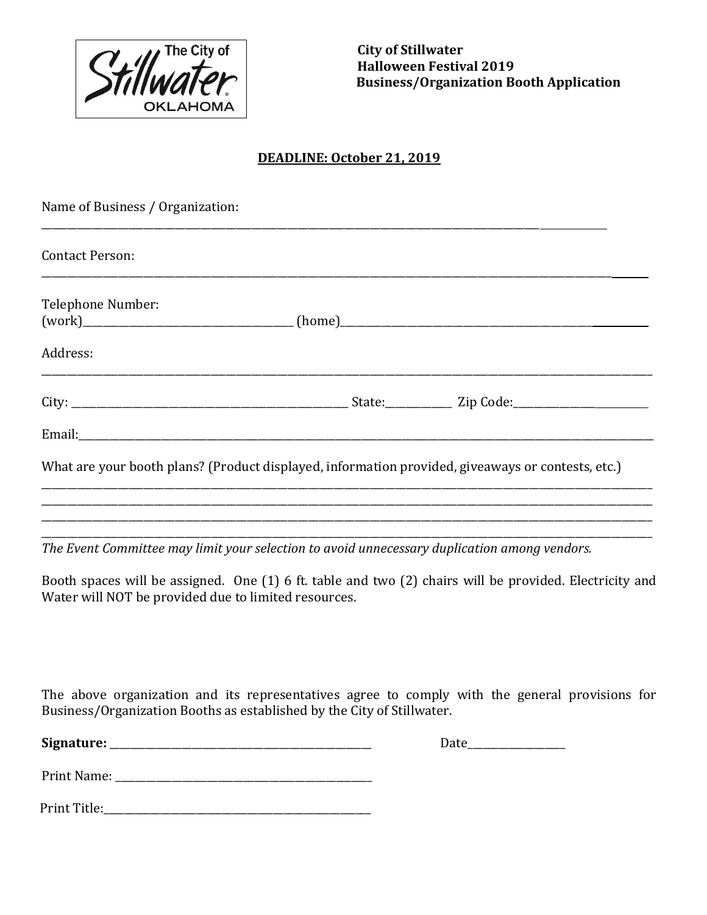**City of Stillwater**
**Halloween Festival 2019**
**Business/Organization Booth Application**

**DEADLINE: October 21, 2019**

Name of Business / Organization:
______________________________________________________________________________

Contact Person:
______________________________________________________________________________

Telephone Number:
(work)______________________________ (home)______________________________

Address:
______________________________________________________________________________

City: ______________________________ State:__________ Zip Code:______________

Email:______________________________________________________________________

What are your booth plans? (Product displayed, information provided, giveaways or contests, etc.)
______________________________________________________________________________
______________________________________________________________________________
______________________________________________________________________________
______________________________________________________________________________

*The Event Committee may limit your selection to avoid unnecessary duplication among vendors.*

Booth spaces will be assigned. One (1) 6 ft. table and two (2) chairs will be provided. Electricity and Water will NOT be provided due to limited resources.

The above organization and its representatives agree to comply with the general provisions for Business/Organization Booths as established by the City of Stillwater.

**Signature:** ______________________________ Date______________

Print Name: ______________________________

Print Title:______________________________